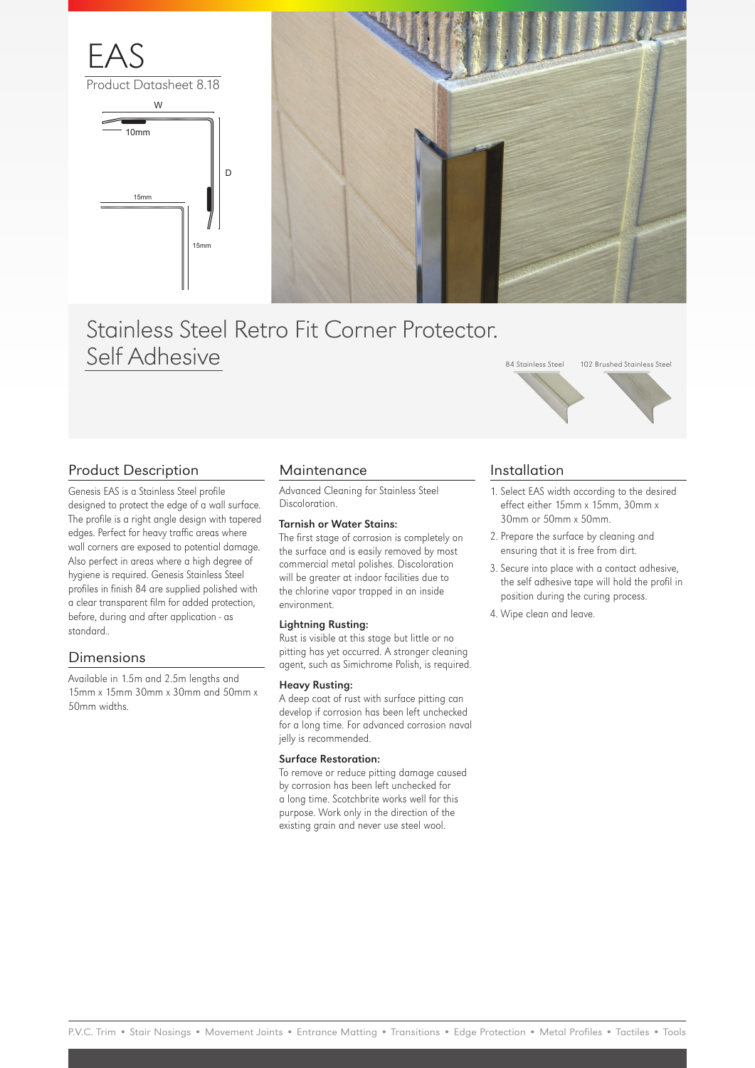# EAS

Product Datasheet 8.18

W

10mm

D

15mm

15mm

## Stainless Steel Retro Fit Corner Protector. Self Adhesive

84 Stainless Steel　102 Brushed Stainless Steel

## Product Description

Genesis EAS is a Stainless Steel profile designed to protect the edge of a wall surface. The profile is a right angle design with tapered edges. Perfect for heavy traffic areas where wall corners are exposed to potential damage. Also perfect in areas where a high degree of hygiene is required. Genesis Stainless Steel profiles in finish 84 are supplied polished with a clear transparent film for added protection, before, during and after application - as standard..

## Dimensions

Available in 1.5m and 2.5m lengths and 15mm x 15mm 30mm x 30mm and 50mm x 50mm widths.

## Maintenance

Advanced Cleaning for Stainless Steel Discoloration.

**Tarnish or Water Stains:**
The first stage of corrosion is completely on the surface and is easily removed by most commercial metal polishes. Discoloration will be greater at indoor facilities due to the chlorine vapor trapped in an inside environment.

**Lightning Rusting:**
Rust is visible at this stage but little or no pitting has yet occurred. A stronger cleaning agent, such as Simichrome Polish, is required.

**Heavy Rusting:**
A deep coat of rust with surface pitting can develop if corrosion has been left unchecked for a long time. For advanced corrosion naval jelly is recommended.

**Surface Restoration:**
To remove or reduce pitting damage caused by corrosion has been left unchecked for a long time. Scotchbrite works well for this purpose. Work only in the direction of the existing grain and never use steel wool.

## Installation

1. Select EAS width according to the desired effect either 15mm x 15mm, 30mm x 30mm or 50mm x 50mm.
2. Prepare the surface by cleaning and ensuring that it is free from dirt.
3. Secure into place with a contact adhesive, the self adhesive tape will hold the profil in position during the curing process.
4. Wipe clean and leave.

P.V.C. Trim • Stair Nosings • Movement Joints • Entrance Matting • Transitions • Edge Protection • Metal Profiles • Tactiles • Tools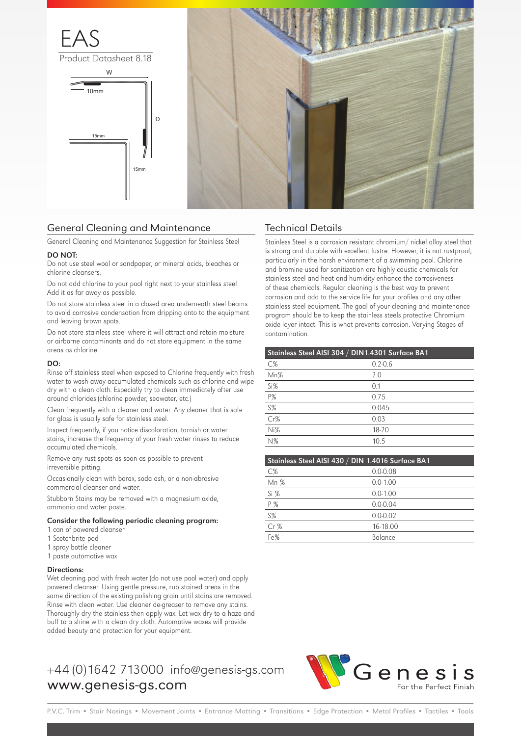# EAS

Product Datasheet 8.18

W

10mm

D

15mm

15mm

## General Cleaning and Maintenance

General Cleaning and Maintenance Suggestion for Stainless Steel

**DO NOT:**

Do not use steel wool or sandpaper, or mineral acids, bleaches or chlorine cleansers.

Do not add chlorine to your pool right next to your stainless steel Add it as far away as possible.

Do not store stainless steel in a closed area underneath steel beams to avoid corrosive condensation from dripping onto to the equipment and leaving brown spots.

Do not store stainless steel where it will attract and retain moisture or airborne contaminants and do not store equipment in the same areas as chlorine.

**DO:**

Rinse off stainless steel when exposed to Chlorine frequently with fresh water to wash away accumulated chemicals such as chlorine and wipe dry with a clean cloth. Especially try to clean immediately after use around chlorides (chlorine powder, seawater, etc.)

Clean frequently with a cleaner and water. Any cleaner that is safe for glass is usually safe for stainless steel.

Inspect frequently, if you notice discoloration, tarnish or water stains, increase the frequency of your fresh water rinses to reduce accumulated chemicals.

Remove any rust spots as soon as possible to prevent irreversible pitting.

Occasionally clean with borax, soda ash, or a non-abrasive commercial cleanser and water.

Stubborn Stains may be removed with a magnesium oxide, ammonia and water paste.

**Consider the following periodic cleaning program:**

1 can of powered cleanser
1 Scotchbrite pad
1 spray bottle cleaner
1 paste automotive wax

**Directions:**

Wet cleaning pad with fresh water (do not use pool water) and apply powered cleanser. Using gentle pressure, rub stained areas in the same direction of the existing polishing grain until stains are removed. Rinse with clean water. Use cleaner de-greaser to remove any stains. Thoroughly dry the stainless then apply wax. Let wax dry to a haze and buff to a shine with a clean dry cloth. Automotive waxes will provide added beauty and protection for your equipment.

## Technical Details

Stainless Steel is a corrosion resistant chromium/ nickel alloy steel that is strong and durable with excellent lustre. However, it is not rustproof, particularly in the harsh environment of a swimming pool. Chlorine and bromine used for sanitization are highly caustic chemicals for stainless steel and heat and humidity enhance the corrosiveness of these chemicals. Regular cleaning is the best way to prevent corrosion and add to the service life for your profiles and any other stainless steel equipment. The goal of your cleaning and maintenance program should be to keep the stainless steels protective Chromium oxide layer intact. This is what prevents corrosion. Varying Stages of contamination.

| Stainless Steel AISI 304 / DIN1.4301 Surface BA1 | |
|---|---|
| C% | 0.2-0.6 |
| Mn% | 2.0 |
| Si% | 0.1 |
| P% | 0.75 |
| S% | 0.045 |
| Cr% | 0.03 |
| Ni% | 18-20 |
| N% | 10.5 |

| Stainless Steel AISI 430 / DIN 1.4016 Surface BA1 | |
|---|---|
| C% | 0.0-0.08 |
| Mn % | 0.0-1.00 |
| Si % | 0.0-1.00 |
| P % | 0.0-0.04 |
| S% | 0.0-0.02 |
| Cr % | 16-18.00 |
| Fe% | Balance |

+44 (0)1642 713000 info@genesis-gs.com
www.genesis-gs.com

Genesis
For the Perfect Finish

P.V.C. Trim • Stair Nosings • Movement Joints • Entrance Matting • Transitions • Edge Protection • Metal Profiles • Tactiles • Tools